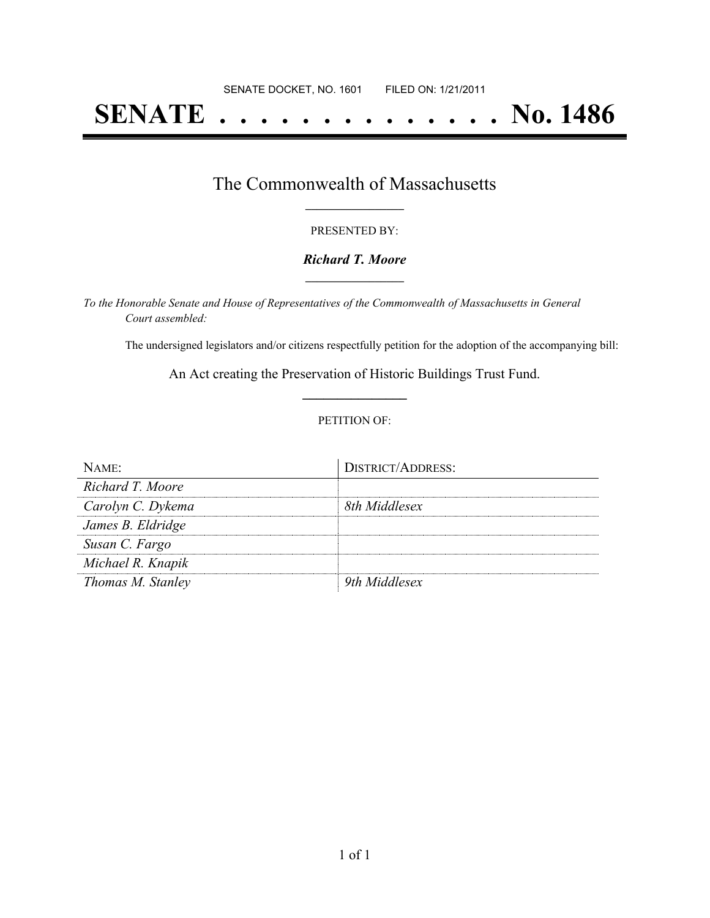SENATE DOCKET, NO. 1601 FILED ON: 1/21/2011

# SENATE . . . . . . . . . . . . . . No. 1486

## The Commonwealth of Massachusetts

PRESENTED BY:

***Richard T. Moore***

*To the Honorable Senate and House of Representatives of the Commonwealth of Massachusetts in General Court assembled:*

The undersigned legislators and/or citizens respectfully petition for the adoption of the accompanying bill:

An Act creating the Preservation of Historic Buildings Trust Fund.

PETITION OF:

| NAME: | DISTRICT/ADDRESS: |
|---|---|
| *Richard T. Moore* | |
| *Carolyn C. Dykema* | *8th Middlesex* |
| *James B. Eldridge* | |
| *Susan C. Fargo* | |
| *Michael R. Knapik* | |
| *Thomas M. Stanley* | *9th Middlesex* |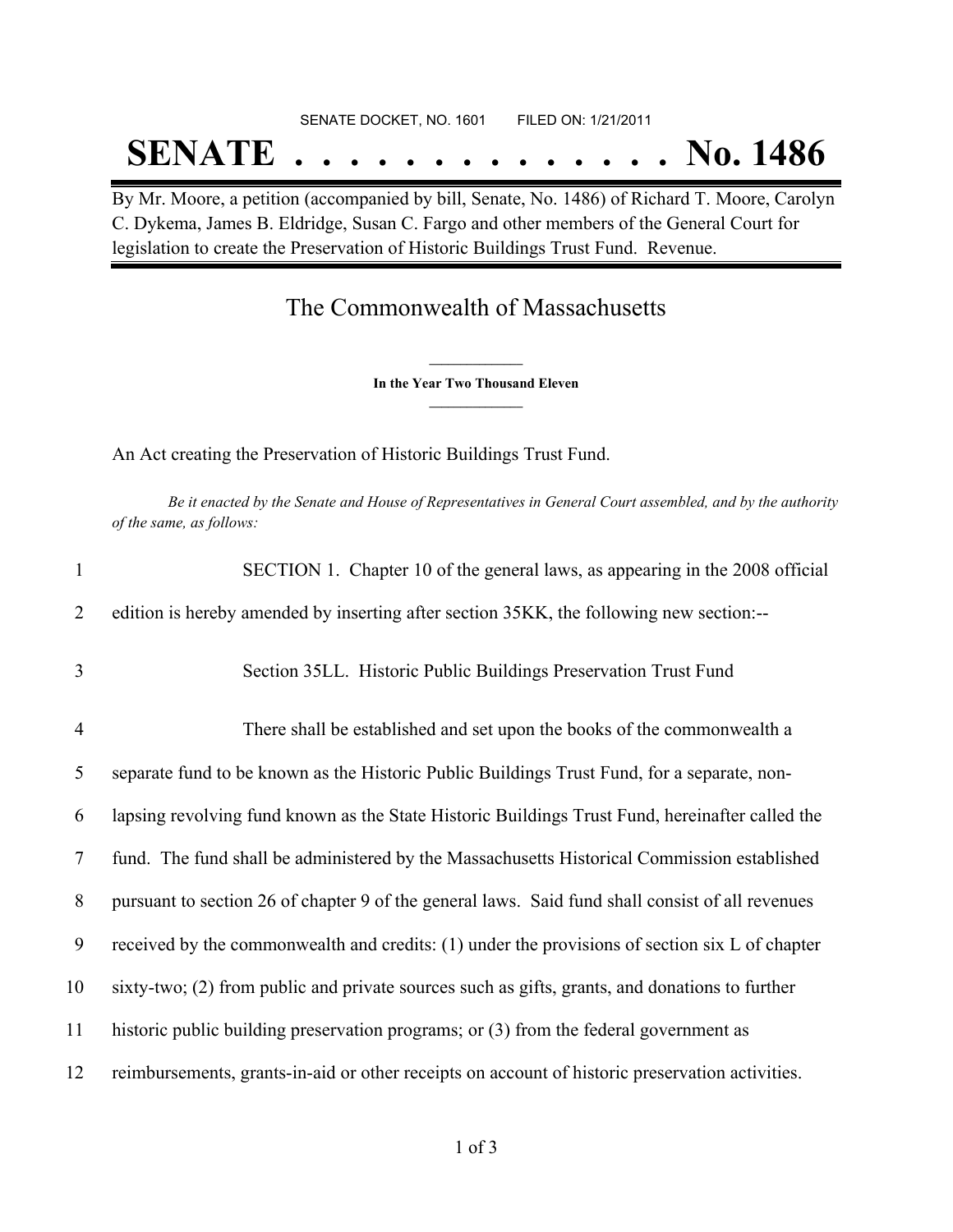SENATE DOCKET, NO. 1601 FILED ON: 1/21/2011

# SENATE . . . . . . . . . . . . . . No. 1486

By Mr. Moore, a petition (accompanied by bill, Senate, No. 1486) of Richard T. Moore, Carolyn C. Dykema, James B. Eldridge, Susan C. Fargo and other members of the General Court for legislation to create the Preservation of Historic Buildings Trust Fund. Revenue.

## The Commonwealth of Massachusetts

**In the Year Two Thousand Eleven**

An Act creating the Preservation of Historic Buildings Trust Fund.

*Be it enacted by the Senate and House of Representatives in General Court assembled, and by the authority of the same, as follows:*

1 SECTION 1. Chapter 10 of the general laws, as appearing in the 2008 official
2 edition is hereby amended by inserting after section 35KK, the following new section:--

3 Section 35LL. Historic Public Buildings Preservation Trust Fund

4 There shall be established and set upon the books of the commonwealth a
5 separate fund to be known as the Historic Public Buildings Trust Fund, for a separate, non-
6 lapsing revolving fund known as the State Historic Buildings Trust Fund, hereinafter called the
7 fund. The fund shall be administered by the Massachusetts Historical Commission established
8 pursuant to section 26 of chapter 9 of the general laws. Said fund shall consist of all revenues
9 received by the commonwealth and credits: (1) under the provisions of section six L of chapter
10 sixty-two; (2) from public and private sources such as gifts, grants, and donations to further
11 historic public building preservation programs; or (3) from the federal government as
12 reimbursements, grants-in-aid or other receipts on account of historic preservation activities.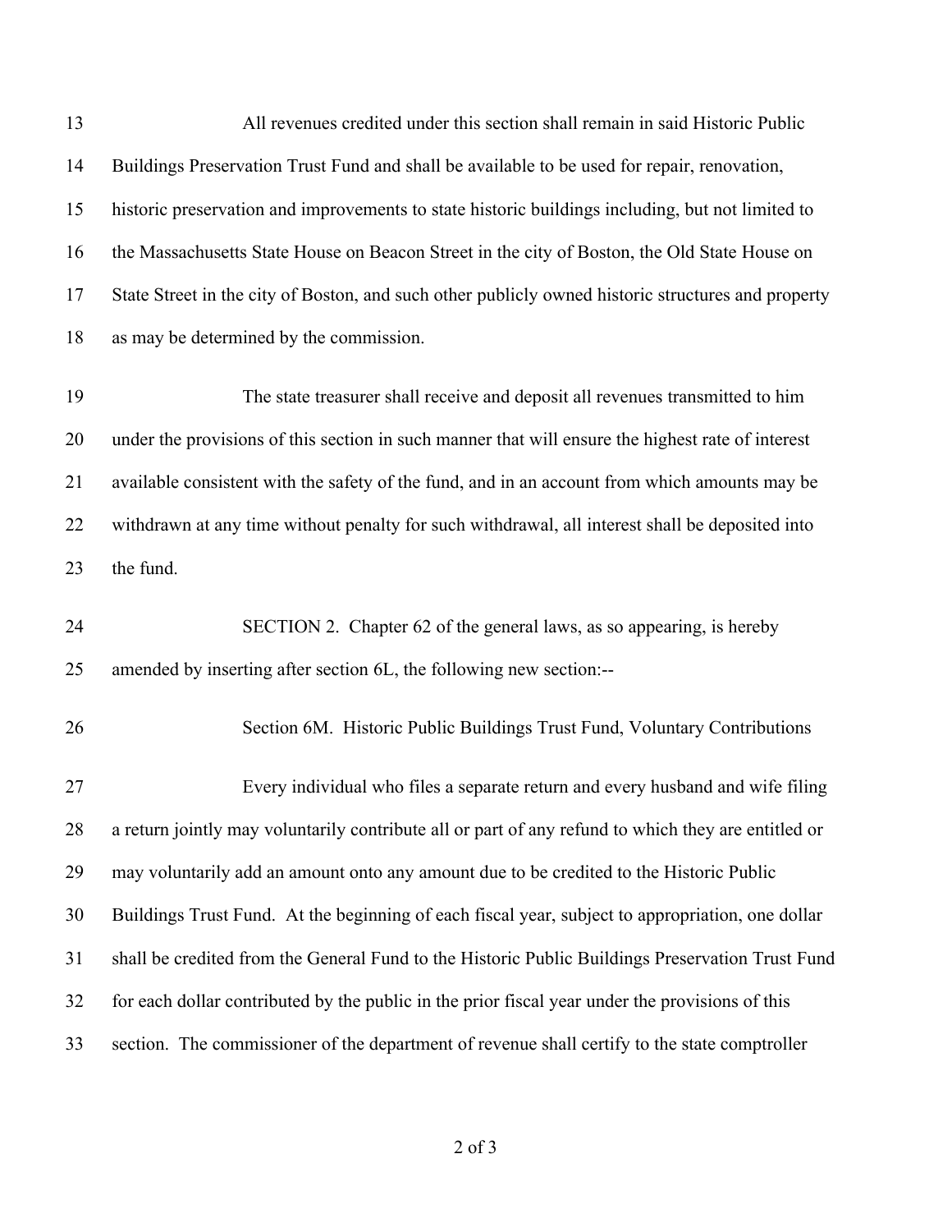All revenues credited under this section shall remain in said Historic Public Buildings Preservation Trust Fund and shall be available to be used for repair, renovation, historic preservation and improvements to state historic buildings including, but not limited to the Massachusetts State House on Beacon Street in the city of Boston, the Old State House on State Street in the city of Boston, and such other publicly owned historic structures and property as may be determined by the commission.

The state treasurer shall receive and deposit all revenues transmitted to him under the provisions of this section in such manner that will ensure the highest rate of interest available consistent with the safety of the fund, and in an account from which amounts may be withdrawn at any time without penalty for such withdrawal, all interest shall be deposited into the fund.

SECTION 2. Chapter 62 of the general laws, as so appearing, is hereby amended by inserting after section 6L, the following new section:--

Section 6M. Historic Public Buildings Trust Fund, Voluntary Contributions

Every individual who files a separate return and every husband and wife filing a return jointly may voluntarily contribute all or part of any refund to which they are entitled or may voluntarily add an amount onto any amount due to be credited to the Historic Public Buildings Trust Fund. At the beginning of each fiscal year, subject to appropriation, one dollar shall be credited from the General Fund to the Historic Public Buildings Preservation Trust Fund for each dollar contributed by the public in the prior fiscal year under the provisions of this section. The commissioner of the department of revenue shall certify to the state comptroller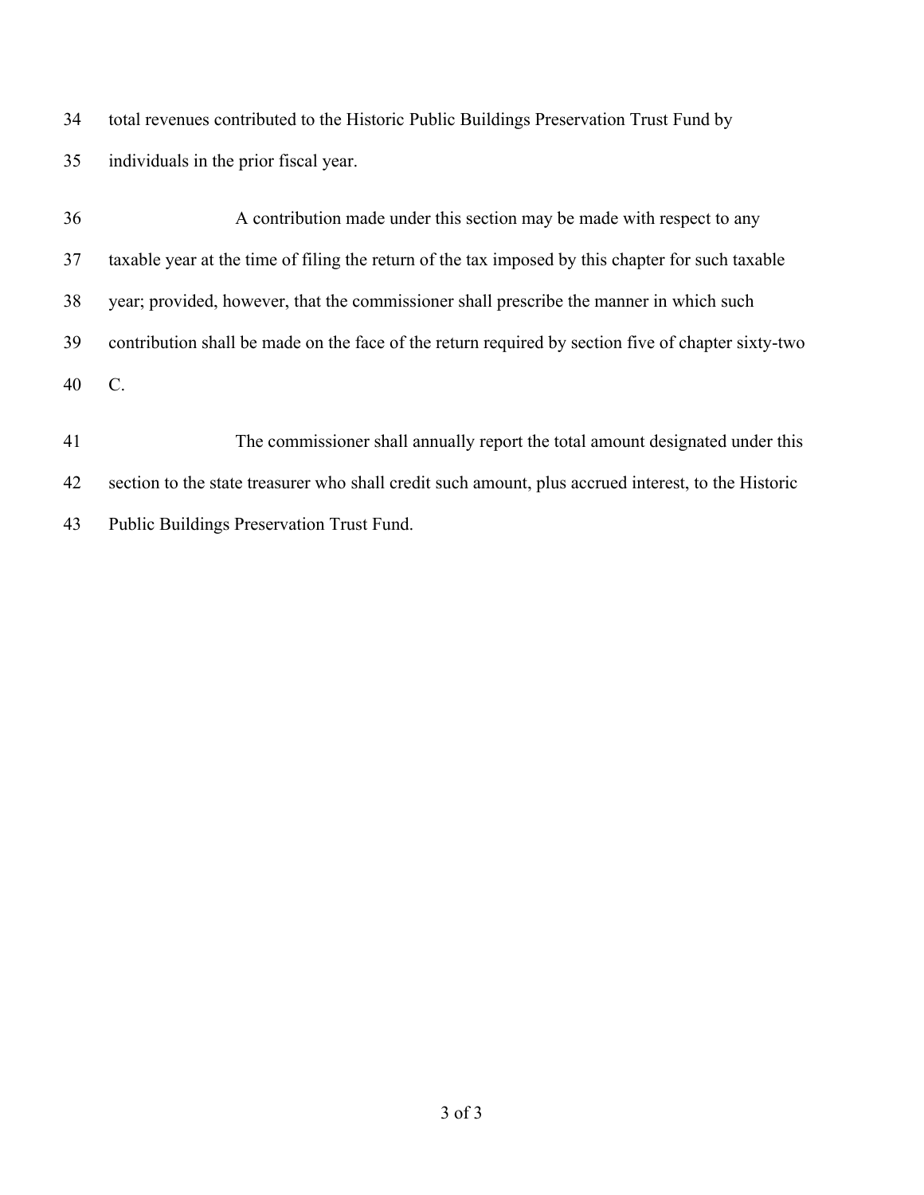34 total revenues contributed to the Historic Public Buildings Preservation Trust Fund by

35 individuals in the prior fiscal year.

36 A contribution made under this section may be made with respect to any

37 taxable year at the time of filing the return of the tax imposed by this chapter for such taxable

38 year; provided, however, that the commissioner shall prescribe the manner in which such

39 contribution shall be made on the face of the return required by section five of chapter sixty-two

40 C.

41 The commissioner shall annually report the total amount designated under this

42 section to the state treasurer who shall credit such amount, plus accrued interest, to the Historic

43 Public Buildings Preservation Trust Fund.